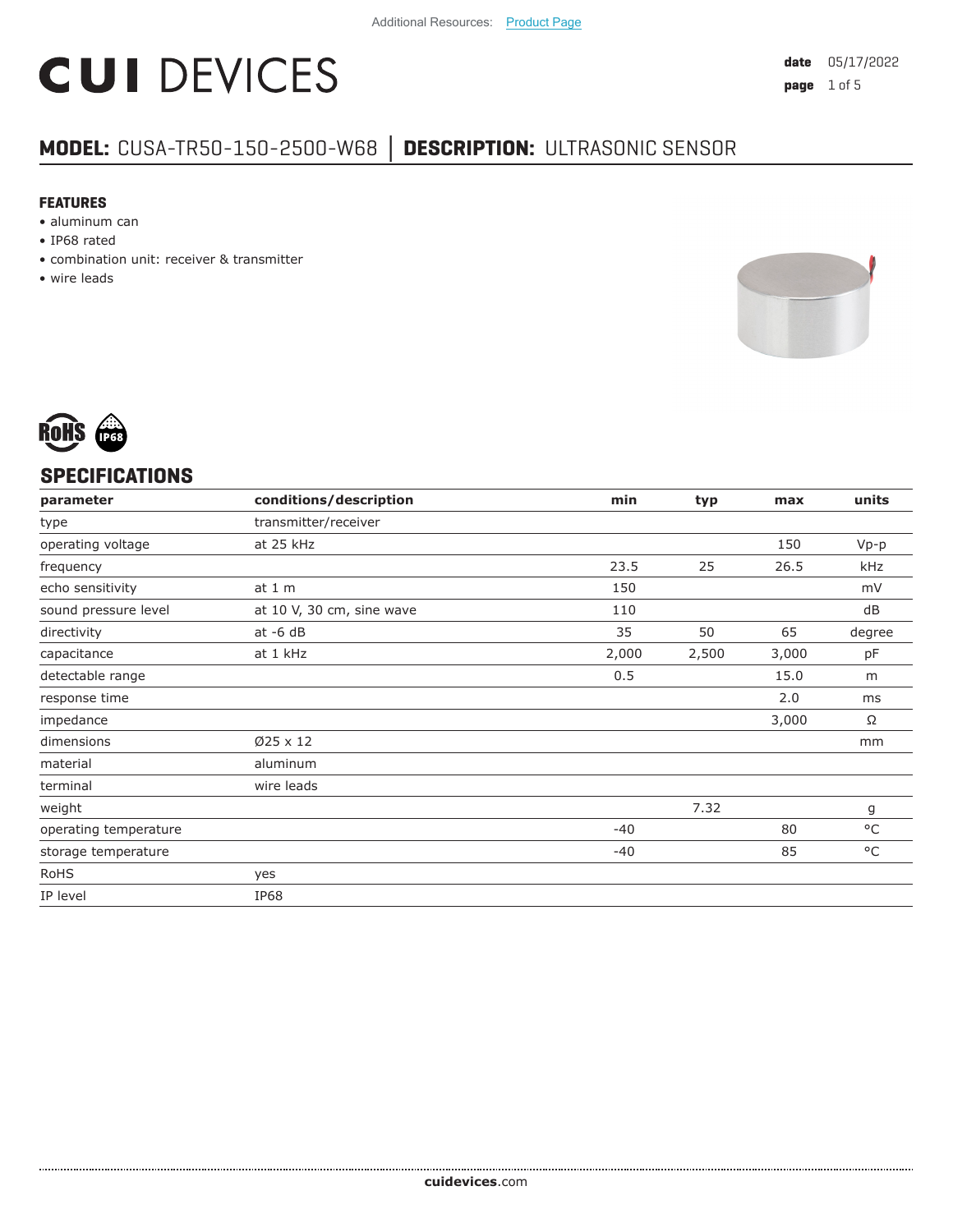Additional Resources: Product Page

# CUI DEVICES

**date** 05/17/2022

## MODEL: CUSA-TR50-150-2500-W68 │ DESCRIPTION: ULTRASONIC SENSOR

### FEATURES

- aluminum can
- IP68 rated
- combination unit: receiver & transmitter
- wire leads

## SPECIFICATIONS

| parameter | conditions/description | min | typ | max | units |
|---|---|---|---|---|---|
| type | transmitter/receiver | | | | |
| operating voltage | at 25 kHz | | | 150 | Vp-p |
| frequency | | 23.5 | 25 | 26.5 | kHz |
| echo sensitivity | at 1 m | 150 | | | mV |
| sound pressure level | at 10 V, 30 cm, sine wave | 110 | | | dB |
| directivity | at -6 dB | 35 | 50 | 65 | degree |
| capacitance | at 1 kHz | 2,000 | 2,500 | 3,000 | pF |
| detectable range | | 0.5 | | 15.0 | m |
| response time | | | | 2.0 | ms |
| impedance | | | | 3,000 | Ω |
| dimensions | Ø25 x 12 | | | | mm |
| material | aluminum | | | | |
| terminal | wire leads | | | | |
| weight | | | 7.32 | | g |
| operating temperature | | -40 | | 80 | °C |
| storage temperature | | -40 | | 85 | °C |
| RoHS | yes | | | | |
| IP level | IP68 | | | | |

**cuidevices**.com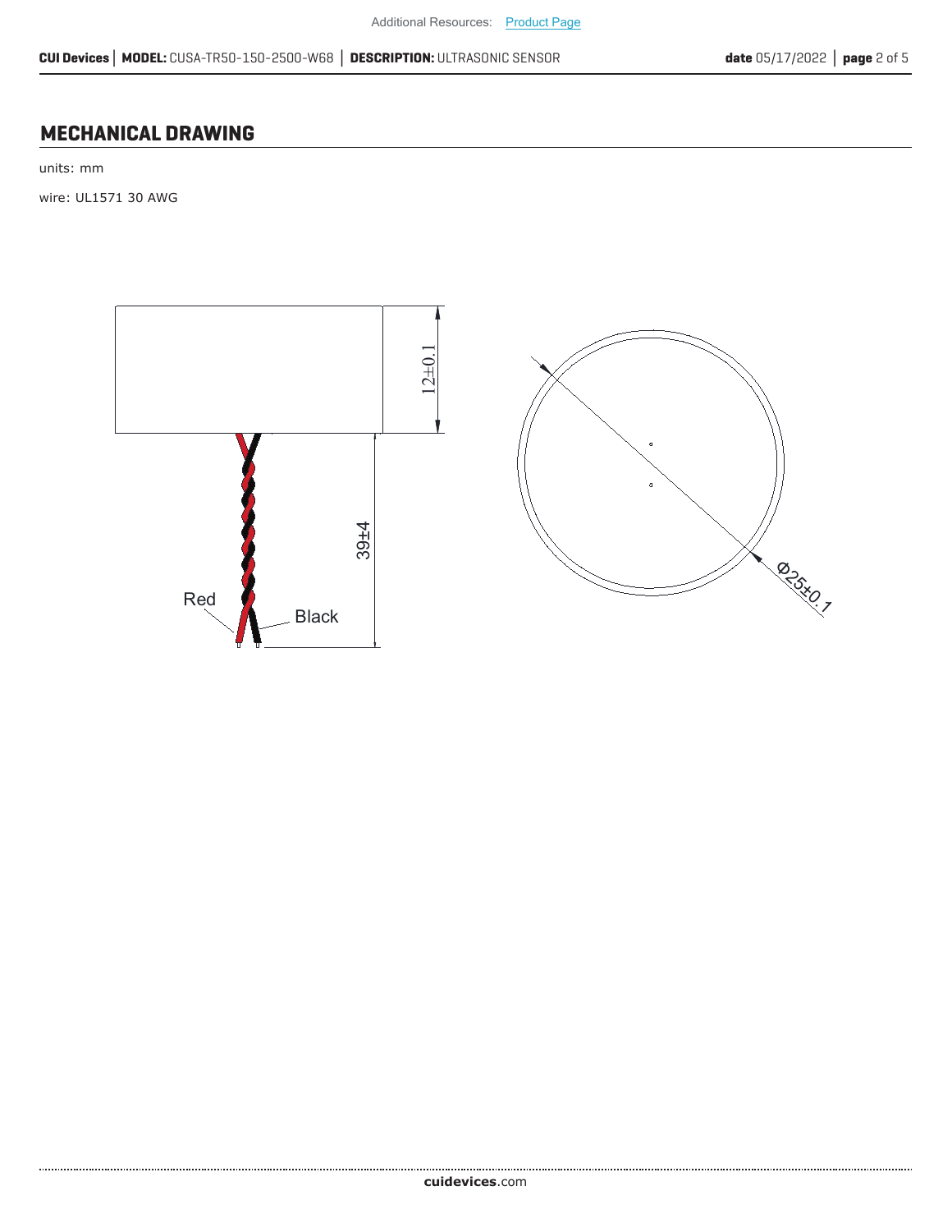## MECHANICAL DRAWING

units: mm

wire: UL1571 30 AWG

12±0.1

39±4

Red

Black

Ø25±0.1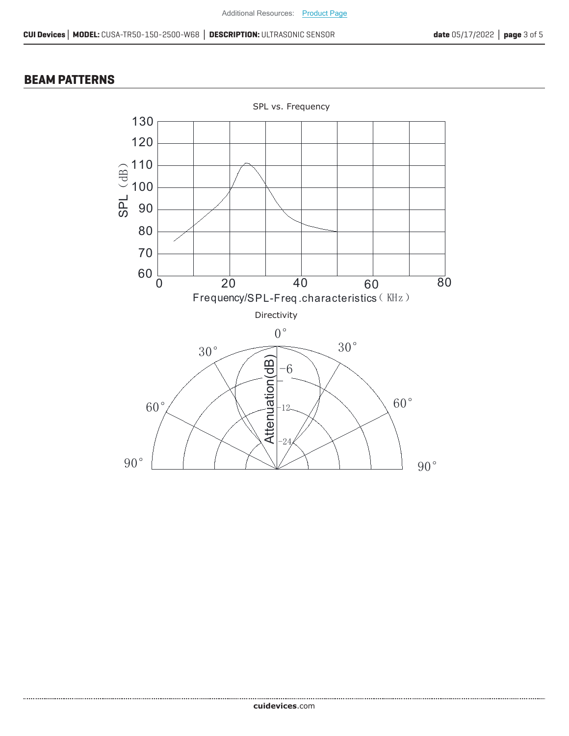## BEAM PATTERNS

SPL vs. Frequency

Directivity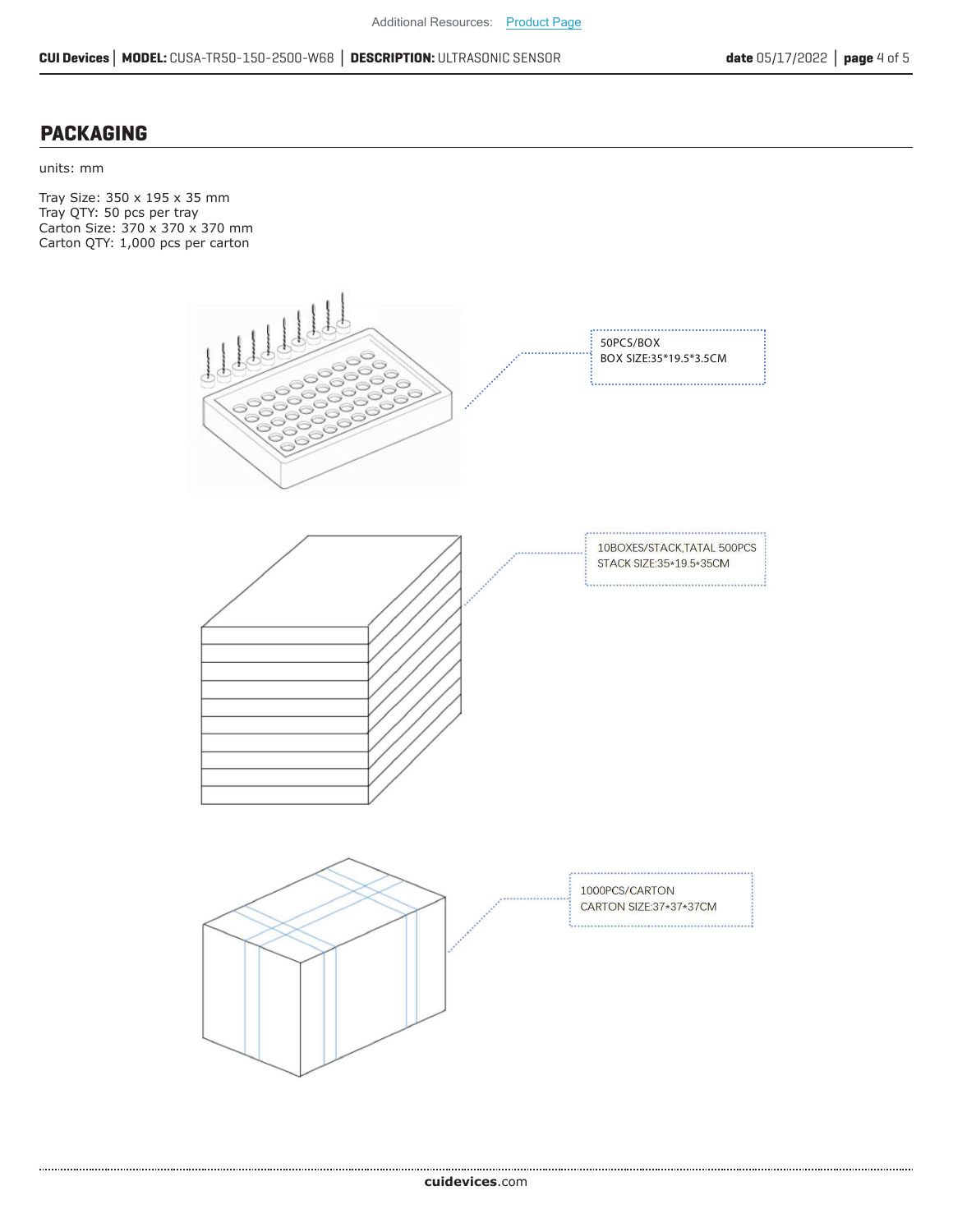## PACKAGING

units: mm

Tray Size: 350 x 195 x 35 mm
Tray QTY: 50 pcs per tray
Carton Size: 370 x 370 x 370 mm
Carton QTY: 1,000 pcs per carton

50PCS/BOX
BOX SIZE:35*19.5*3.5CM

10BOXES/STACK,TATAL 500PCS
STACK SIZE:35*19.5*35CM

1000PCS/CARTON
CARTON SIZE:37*37*37CM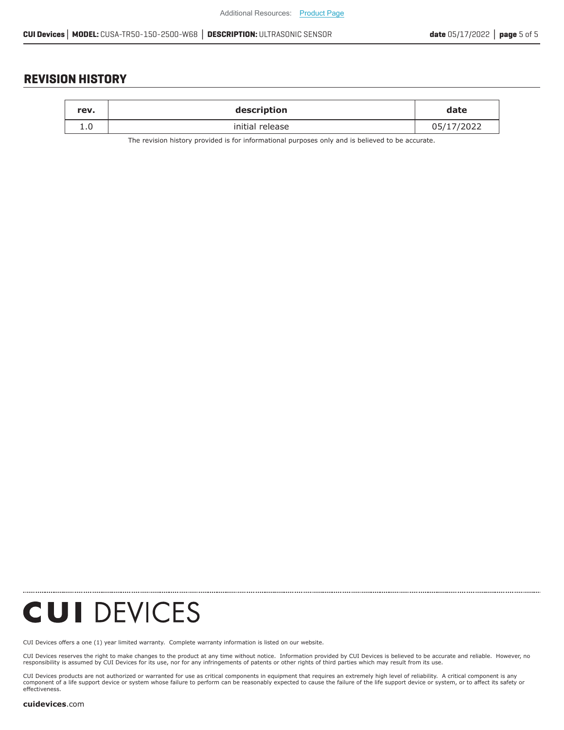## REVISION HISTORY

| rev. | description | date |
|---|---|---|
| 1.0 | initial release | 05/17/2022 |

The revision history provided is for informational purposes only and is believed to be accurate.

CUI DEVICES

CUI Devices offers a one (1) year limited warranty. Complete warranty information is listed on our website.

CUI Devices reserves the right to make changes to the product at any time without notice. Information provided by CUI Devices is believed to be accurate and reliable. However, no responsibility is assumed by CUI Devices for its use, nor for any infringements of patents or other rights of third parties which may result from its use.

CUI Devices products are not authorized or warranted for use as critical components in equipment that requires an extremely high level of reliability. A critical component is any component of a life support device or system whose failure to perform can be reasonably expected to cause the failure of the life support device or system, or to affect its safety or effectiveness.

**cuidevices**.com